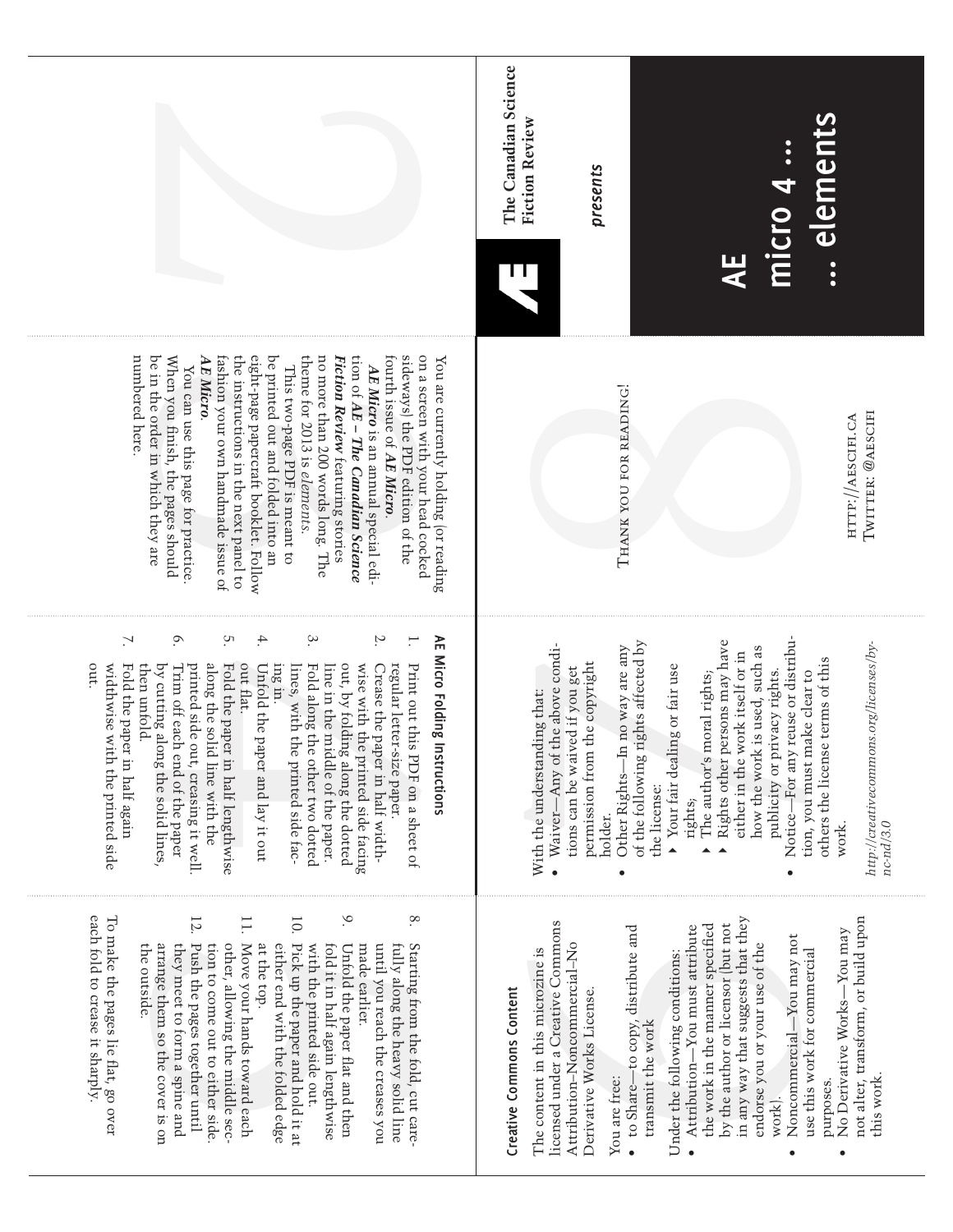The Canadian Science Fiction Review

*presents*

# AE micro 4 … … elements

You are currently holding (or reading on a screen with your head cocked sideways) the PDF edition of the fourth issue of ***AE Micro***.

***AE Micro*** is an annual special edition of ***AE – The Canadian Science Fiction Review*** featuring stories no more than 200 words long. The theme for 2013 is *elements*.

This two-page PDF is meant to be printed out and folded into an eight-page papercraft booklet. Follow the instructions in the next panel to fashion your own handmade issue of ***AE Micro***.

You can use this page for practice. When you finish, the pages should be in the order in which they are numbered here.

Thank you for reading!

http://aescifi.ca
Twitter: @aescifi

## AE Micro Folding Instructions

1. Print out this PDF on a sheet of regular letter-size paper.
2. Crease the paper in half widthwise with the printed side facing out, by folding along the dotted line in the middle of the paper.
3. Fold along the other two dotted lines, with the printed side facing in.
4. Unfold the paper and lay it out flat.
5. Fold the paper in half lengthwise along the solid line with the printed side out, creasing it well.
6. Trim off each end of the paper by cutting along the solid lines, then unfold.
7. Fold the paper in half again widthwise with the printed side out.
8. Starting from the fold, cut carefully along the heavy solid line until you reach the creases you made earlier.
9. Unfold the paper flat and then fold it in half again lengthwise with the printed side out.
10. Pick up the paper and hold it at either end with the folded edge at the top.
11. Move your hands toward each other, allowing the middle section to come out to either side.
12. Push the pages together until they meet to form a spine and arrange them so the cover is on the outside.

To make the pages lie flat, go over each fold to crease it sharply.

## Creative Commons Content

The content in this microzine is licensed under a Creative Commons Attribution–Noncommercial–No Derivative Works License.

You are free:

- to Share—to copy, distribute and transmit the work

Under the following conditions:

- Attribution—You must attribute the work in the manner specified by the author or licensor (but not in any way that suggests that they endorse you or your use of the work).
- Noncommercial—You may not use this work for commercial purposes.
- No Derivative Works—You may not alter, transform, or build upon this work.

With the understanding that:

- Waiver—Any of the above conditions can be waived if you get permission from the copyright holder.
- Other Rights—In no way are any of the following rights affected by the license:
  - Your fair dealing or fair use rights;
  - The author's moral rights;
  - Rights other persons may have either in the work itself or in how the work is used, such as publicity or privacy rights.
- Notice—For any reuse or distribution, you must make clear to others the license terms of this work.

*http://creativecommons.org/licenses/by-nc-nd/3.0*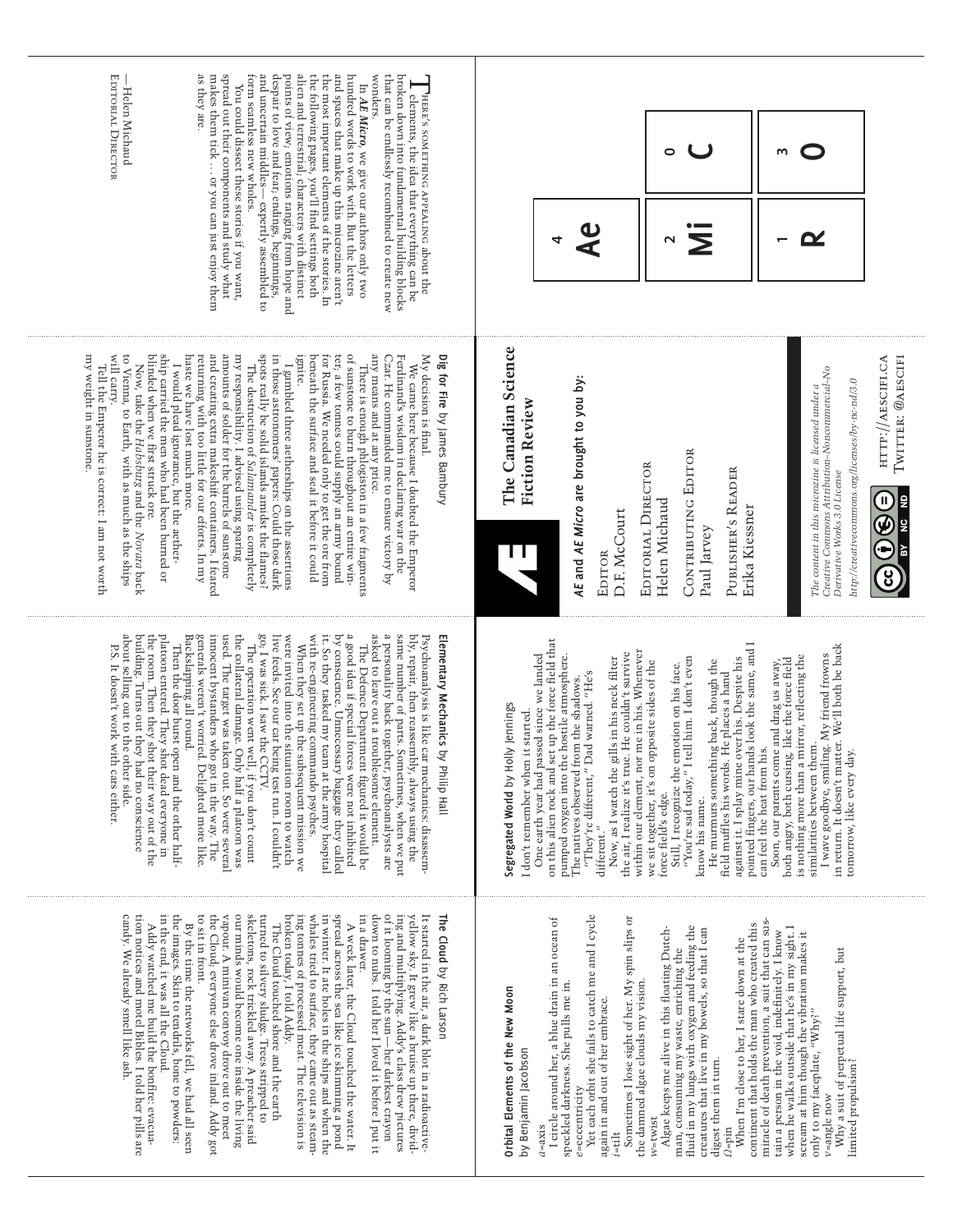There's something appealing about the elements, the idea that everything can be broken down into fundamental building blocks that can be endlessly recombined to create new wonders.

In ***AE Micro***, we give our authors only two hundred words to work with. But the letters and spaces that make up this microzine aren't the most important elements of the stories. In the following pages, you'll find settings both alien and terrestrial; characters with distinct points of view; emotions ranging from hope and despair to love and fear; endings, beginnings, and uncertain middles—expertly assembled to form seamless new wholes.

You could dissect these stories if you want, spread out their components and study what makes them tick … or you can just enjoy them as they are.

—Helen Michaud
Editorial Director

| | |
|---|---|
| 4 **Ae** | |
| 2 **Mi** | 0 **C** |
| 1 **R** | 3 **O** |

**The Canadian Science Fiction Review**

***AE* and *AE Micro* are brought to you by:**

Editor
D.F. McCourt

Editorial Director
Helen Michaud

Contributing Editor
Paul Jarvey

Publisher's Reader
Erika Kiessner

*The content in this microzine is licensed under a Creative Commons Attribution-Noncommercial-No Derivative Works 3.0 License*
*http://creativecommons.org/licenses/by-nc-nd/3.0*

http://aescifi.ca
Twitter: @aescifi

## Dig for Fire by James Bambury

My decision is final.

We came here because I doubted the Emperor Ferdinand's wisdom in declaring war on the Czar. He commanded me to ensure victory by any means and at any price.

There is enough phlogiston in a few fragments of sunstone to burn throughout an entire winter; a few tonnes could supply an army bound for Russia. We needed only to get the ore from beneath the surface and seal it before it could ignite.

I gambled three aetherships on the assertions in those astronomers' papers: Could those dark spots really be solid islands amidst the flames?

The destruction of *Salamander* is completely my responsibility. I advised using sparing amounts of solder for the barrels of sunstone and creating extra makeshift containers. I feared returning with too little for our efforts. In my haste we have lost much more.

I would plead ignorance, but the aethership carried the men who had been burned or blinded when we first struck ore.

Now, take the *Habsburg* and the *Novara* back to Vienna, to Earth, with as much as the ships will carry.

Tell the Emperor he is correct: I am not worth my weight in sunstone.

## Elementary Mechanics by Philip Hall

Psychoanalysis is like car mechanics: disassembly, repair, then reassembly, always using the same number of parts. Sometimes, when we put a personality back together, psychoanalysts are asked to leave out a troublesome element.

The Defence Department figured it would be a good idea if special forces were not inhibited by conscience. Unnecessary baggage they called it. So they tasked my team at the army hospital with re-engineering commando psyches.

When they set up the subsequent mission we were invited into the situation room to watch live feeds. See our car being test run. I couldn't go. I was sick. I saw the CCTV.

The operation went well, if you don't count the collateral damage. Only half a platoon was used. The target was taken out. So were several innocent bystanders who got in the way. The generals weren't worried. Delighted more like. Backslapping all round.

Then the door burst open and the other half-platoon entered. They shot dead everyone in the room. Then they shot their way out of the building. Turns out they had no conscience about selling out to the other side.

P.S. It doesn't work with cars either.

## Segregated World by Holly Jennings

I don't remember when it started.

One earth year had passed since we landed on this alien rock and set up the force field that pumped oxygen into the hostile atmosphere. The natives observed from the shadows.

"They're different," Dad warned. "He's different."

Now, as I watch the gills in his neck filter the air, I realize it's true. He couldn't survive within our element, nor me in his. Whenever we sit together, it's on opposite sides of the force field's edge.

Still, I recognize the emotion on his face.

"You're sad today," I tell him. I don't even know his name.

He murmurs something back, though the field muffles his words. He places a hand against it. I splay mine over his. Despite his pointed fingers, our hands look the same, and I can feel the heat from his.

Soon, our parents come and drag us away, both angry, both cursing, like the force field is nothing more than a mirror, reflecting the similarities between them.

I wave goodbye, smiling. My friend frowns in return. It doesn't matter. We'll both be back tomorrow, like every day.

## The Cloud by Rich Larson

It started in the air, a dark blot in a radioactive-yellow sky. It grew like a bruise up there, dividing and multiplying. Addy's class drew pictures of it looming by the sun—her darkest crayon down to nubs. I told her I loved it before I put it in a drawer.

A week later, the Cloud touched the water. It spread across the sea like ice skimming a pond in winter. It ate holes in the ships and when the whales tried to surface, they came out as steaming tonnes of processed meat. The television is broken today, I told Addy.

The Cloud touched shore and the earth turned to silvery sludge. Trees stripped to skeletons, rock trickled away. A preacher said our minds would become one inside the living vapour. A minivan convoy drove out to meet the Cloud, everyone else drove inland. Addy got to sit in front.

By the time the networks fell, we had all seen the images. Skin to tendrils, bone to powders: in the end, it was all the Cloud.

Addy watched me build the bonfire: evacuation notices and motel Bibles. I told her pills are candy. We already smell like ash.

## Orbital Elements of the New Moon by Benjamin Jacobson

$a$=axis

I circle around her, a blue drain in an ocean of speckled darkness. She pulls me in.

$e$=eccentricity

Yet each orbit she fails to catch me and I cycle again in and out of her embrace.

$i$=tilt

Sometimes I lose sight of her. My spin slips or the damned algae clouds my vision.

$\omega$=twist

Algae keeps me alive in this floating Dutchman, consuming my waste, enriching the fluid in my lungs with oxygen and feeding the creatures that live in my bowels, so that I can digest them in turn.

$\Omega$=pin

When I'm close to her, I stare down at the continent that holds the man who created this miracle of death prevention, a suit that can sustain a person in the void, indefinitely. I know when he walks outside that he's in my sight. I scream at him though the vibration makes it only to my faceplate, "Why?"

$\nu$=angle now

Why a suit of perpetual life support, but limited propulsion?